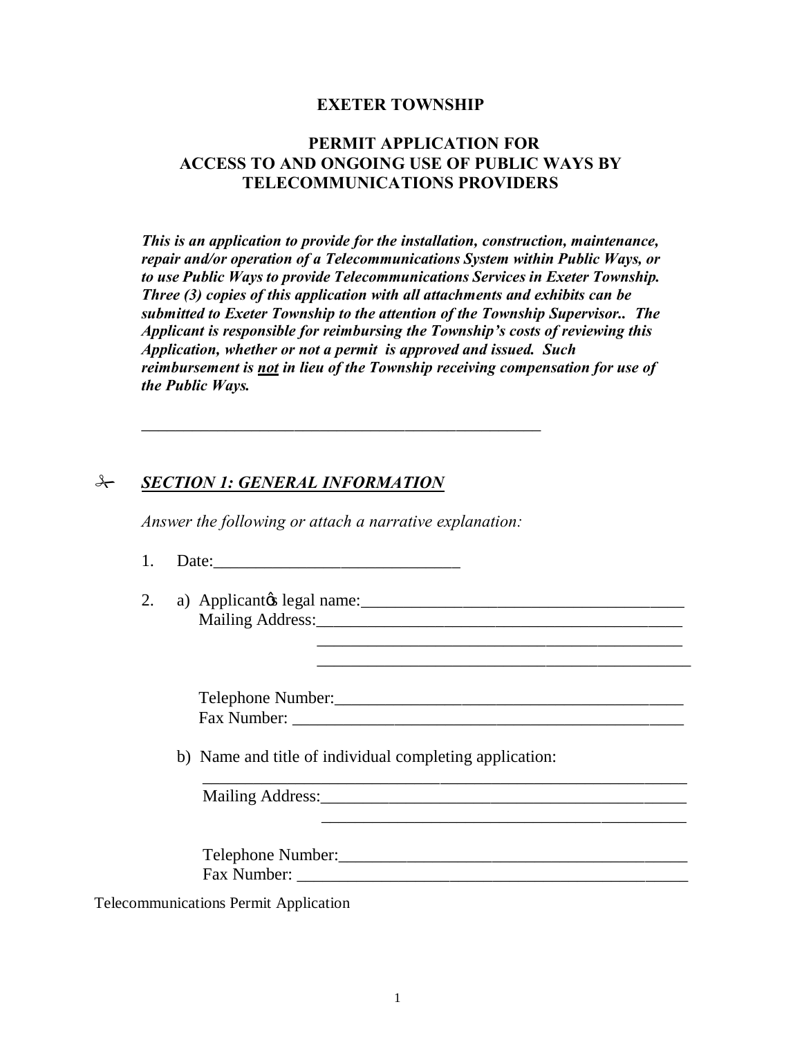# EXETER TOWNSHIP

## PERMIT APPLICATION FOR ACCESS TO AND ONGOING USE OF PUBLIC WAYS BY TELECOMMUNICATIONS PROVIDERS

***This is an application to provide for the installation, construction, maintenance, repair and/or operation of a Telecommunications System within Public Ways, or to use Public Ways to provide Telecommunications Services in Exeter Township. Three (3) copies of this application with all attachments and exhibits can be submitted to Exeter Township to the attention of the Township Supervisor.. The Applicant is responsible for reimbursing the Township's costs of reviewing this Application, whether or not a permit is approved and issued. Such reimbursement is <u>not</u> in lieu of the Township receiving compensation for use of the Public Ways.***

_______________________________________________

## ✂ <u>*SECTION 1: GENERAL INFORMATION*</u>

*Answer the following or attach a narrative explanation:*

1. Date:_____________________________

2. a) Applicantǿs legal name:_______________________________________
   Mailing Address:___________________________________________
   ___________________________________________
   ___________________________________________

   Telephone Number:_________________________________________
   Fax Number: ______________________________________________

   b) Name and title of individual completing application:
   ___________________________________________________________
   Mailing Address:___________________________________________
   ___________________________________________

   Telephone Number:_________________________________________
   Fax Number: ______________________________________________

Telecommunications Permit Application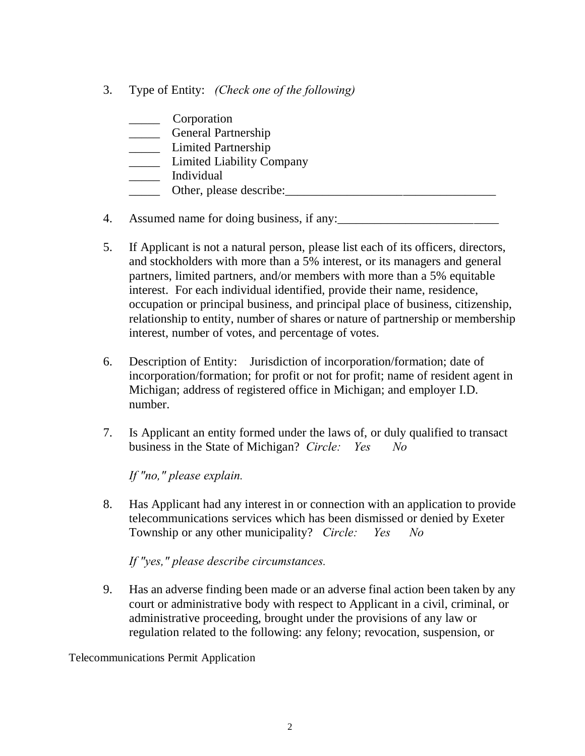3. Type of Entity: *(Check one of the following)*

   _____ Corporation
   _____ General Partnership
   _____ Limited Partnership
   _____ Limited Liability Company
   _____ Individual
   _____ Other, please describe:_________________________________

4. Assumed name for doing business, if any:_________________________

5. If Applicant is not a natural person, please list each of its officers, directors, and stockholders with more than a 5% interest, or its managers and general partners, limited partners, and/or members with more than a 5% equitable interest. For each individual identified, provide their name, residence, occupation or principal business, and principal place of business, citizenship, relationship to entity, number of shares or nature of partnership or membership interest, number of votes, and percentage of votes.

6. Description of Entity: Jurisdiction of incorporation/formation; date of incorporation/formation; for profit or not for profit; name of resident agent in Michigan; address of registered office in Michigan; and employer I.D. number.

7. Is Applicant an entity formed under the laws of, or duly qualified to transact business in the State of Michigan? *Circle: Yes No*

   *If "no," please explain.*

8. Has Applicant had any interest in or connection with an application to provide telecommunications services which has been dismissed or denied by Exeter Township or any other municipality? *Circle: Yes No*

   *If "yes," please describe circumstances.*

9. Has an adverse finding been made or an adverse final action been taken by any court or administrative body with respect to Applicant in a civil, criminal, or administrative proceeding, brought under the provisions of any law or regulation related to the following: any felony; revocation, suspension, or

Telecommunications Permit Application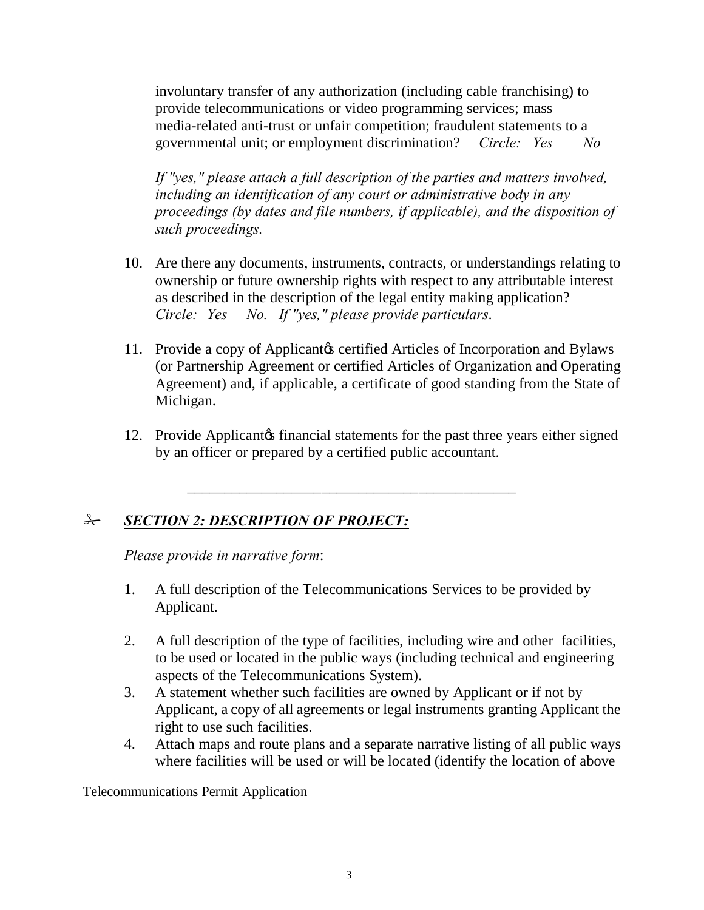involuntary transfer of any authorization (including cable franchising) to provide telecommunications or video programming services; mass media-related anti-trust or unfair competition; fraudulent statements to a governmental unit; or employment discrimination? *Circle: Yes No*

*If "yes," please attach a full description of the parties and matters involved, including an identification of any court or administrative body in any proceedings (by dates and file numbers, if applicable), and the disposition of such proceedings.*

10. Are there any documents, instruments, contracts, or understandings relating to ownership or future ownership rights with respect to any attributable interest as described in the description of the legal entity making application? *Circle: Yes No. If "yes," please provide particulars.*

11. Provide a copy of Applicantø certified Articles of Incorporation and Bylaws (or Partnership Agreement or certified Articles of Organization and Operating Agreement) and, if applicable, a certificate of good standing from the State of Michigan.

12. Provide Applicantø financial statements for the past three years either signed by an officer or prepared by a certified public accountant.

---

## ✂ ***SECTION 2: DESCRIPTION OF PROJECT:***

*Please provide in narrative form*:

1. A full description of the Telecommunications Services to be provided by Applicant.

2. A full description of the type of facilities, including wire and other facilities, to be used or located in the public ways (including technical and engineering aspects of the Telecommunications System).
3. A statement whether such facilities are owned by Applicant or if not by Applicant, a copy of all agreements or legal instruments granting Applicant the right to use such facilities.
4. Attach maps and route plans and a separate narrative listing of all public ways where facilities will be used or will be located (identify the location of above

Telecommunications Permit Application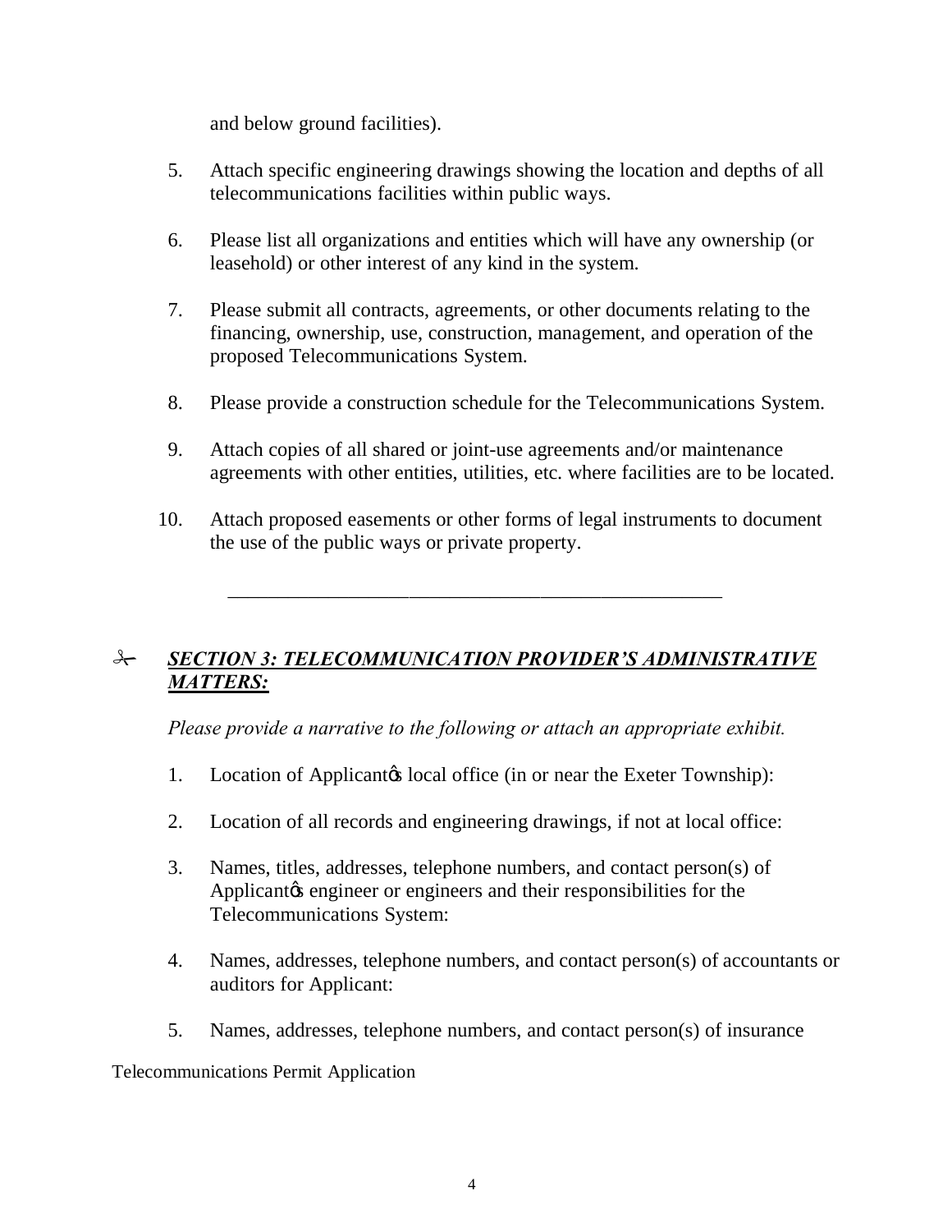and below ground facilities).

5. Attach specific engineering drawings showing the location and depths of all telecommunications facilities within public ways.

6. Please list all organizations and entities which will have any ownership (or leasehold) or other interest of any kind in the system.

7. Please submit all contracts, agreements, or other documents relating to the financing, ownership, use, construction, management, and operation of the proposed Telecommunications System.

8. Please provide a construction schedule for the Telecommunications System.

9. Attach copies of all shared or joint-use agreements and/or maintenance agreements with other entities, utilities, etc. where facilities are to be located.

10. Attach proposed easements or other forms of legal instruments to document the use of the public ways or private property.

---

## ✂ ***SECTION 3: TELECOMMUNICATION PROVIDER'S ADMINISTRATIVE MATTERS:***

*Please provide a narrative to the following or attach an appropriate exhibit.*

1. Location of Applicant's local office (in or near the Exeter Township):

2. Location of all records and engineering drawings, if not at local office:

3. Names, titles, addresses, telephone numbers, and contact person(s) of Applicant's engineer or engineers and their responsibilities for the Telecommunications System:

4. Names, addresses, telephone numbers, and contact person(s) of accountants or auditors for Applicant:

5. Names, addresses, telephone numbers, and contact person(s) of insurance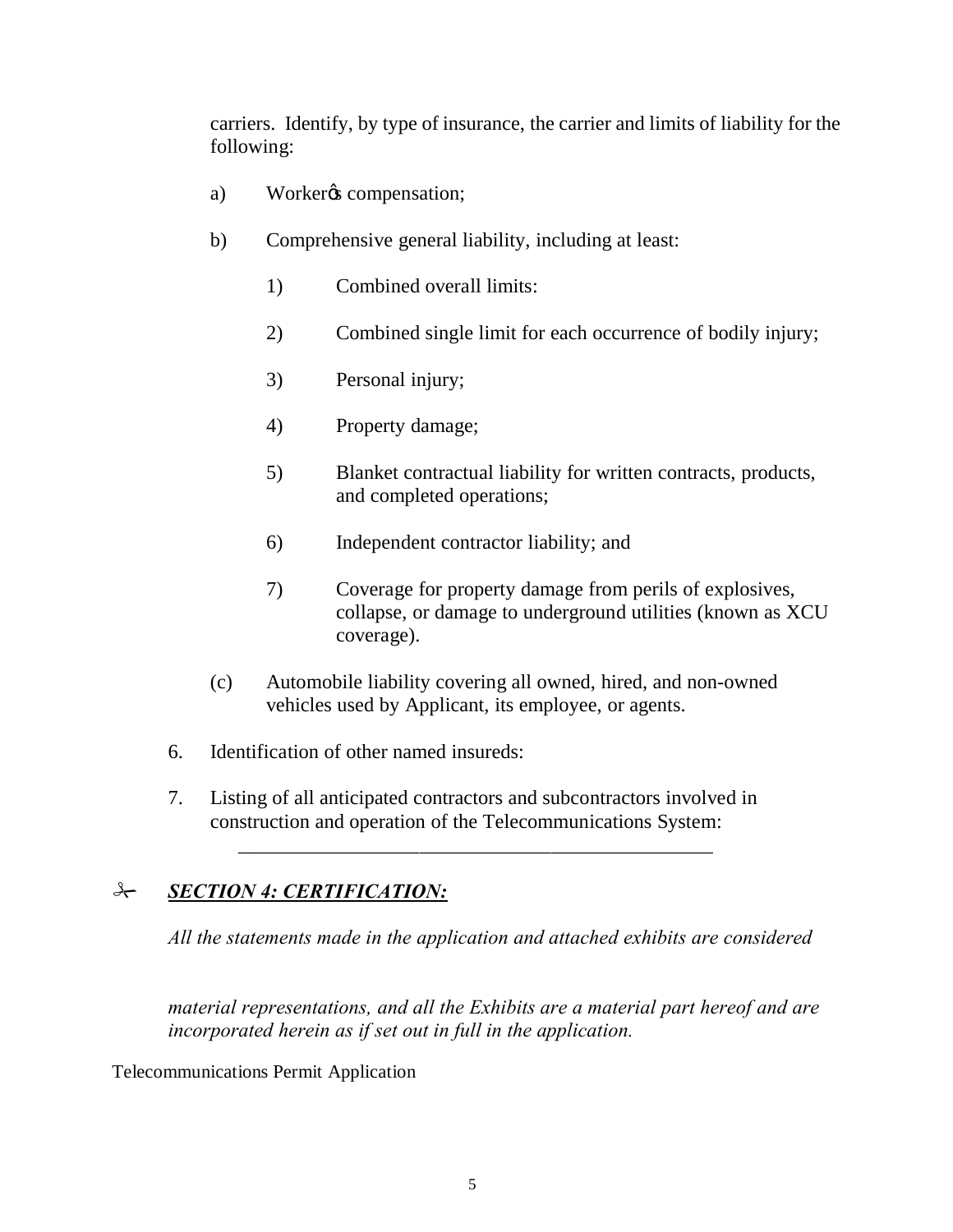carriers. Identify, by type of insurance, the carrier and limits of liability for the following:

a) Workerø compensation;

b) Comprehensive general liability, including at least:

1) Combined overall limits:

2) Combined single limit for each occurrence of bodily injury;

3) Personal injury;

4) Property damage;

5) Blanket contractual liability for written contracts, products, and completed operations;

6) Independent contractor liability; and

7) Coverage for property damage from perils of explosives, collapse, or damage to underground utilities (known as XCU coverage).

(c) Automobile liability covering all owned, hired, and non-owned vehicles used by Applicant, its employee, or agents.

6. Identification of other named insureds:

7. Listing of all anticipated contractors and subcontractors involved in construction and operation of the Telecommunications System:

\_\_\_\_\_\_\_\_\_\_\_\_\_\_\_\_\_\_\_\_\_\_\_\_\_\_\_\_\_\_\_\_\_\_\_\_\_\_\_\_\_\_\_\_\_\_\_\_

✄ ***SECTION 4: CERTIFICATION:***

*All the statements made in the application and attached exhibits are considered*

*material representations, and all the Exhibits are a material part hereof and are incorporated herein as if set out in full in the application.*

Telecommunications Permit Application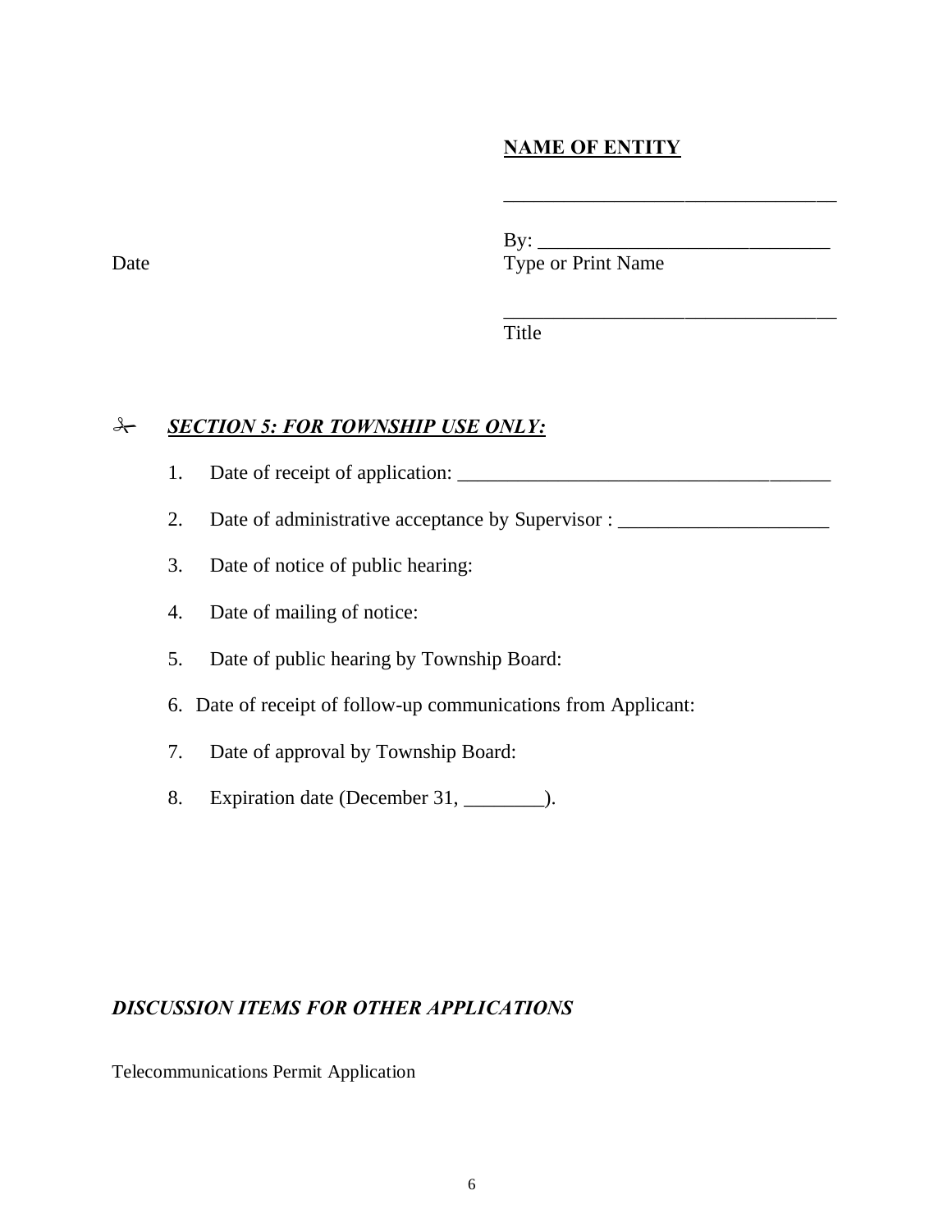**NAME OF ENTITY**

\_\_\_\_\_\_\_\_\_\_\_\_\_\_\_\_\_\_\_\_\_\_\_\_\_\_\_\_\_\_\_\_

By: \_\_\_\_\_\_\_\_\_\_\_\_\_\_\_\_\_\_\_\_\_\_\_\_\_\_\_\_

Date

Type or Print Name

\_\_\_\_\_\_\_\_\_\_\_\_\_\_\_\_\_\_\_\_\_\_\_\_\_\_\_\_\_\_\_\_

Title

✂ ***SECTION 5: FOR TOWNSHIP USE ONLY:***

1. Date of receipt of application: \_\_\_\_\_\_\_\_\_\_\_\_\_\_\_\_\_\_\_\_\_\_\_\_\_\_\_\_\_\_\_\_\_\_\_\_
2. Date of administrative acceptance by Supervisor : \_\_\_\_\_\_\_\_\_\_\_\_\_\_\_\_\_\_\_\_\_
3. Date of notice of public hearing:
4. Date of mailing of notice:
5. Date of public hearing by Township Board:
6. Date of receipt of follow-up communications from Applicant:
7. Date of approval by Township Board:
8. Expiration date (December 31, \_\_\_\_\_\_\_\_).

***DISCUSSION ITEMS FOR OTHER APPLICATIONS***

Telecommunications Permit Application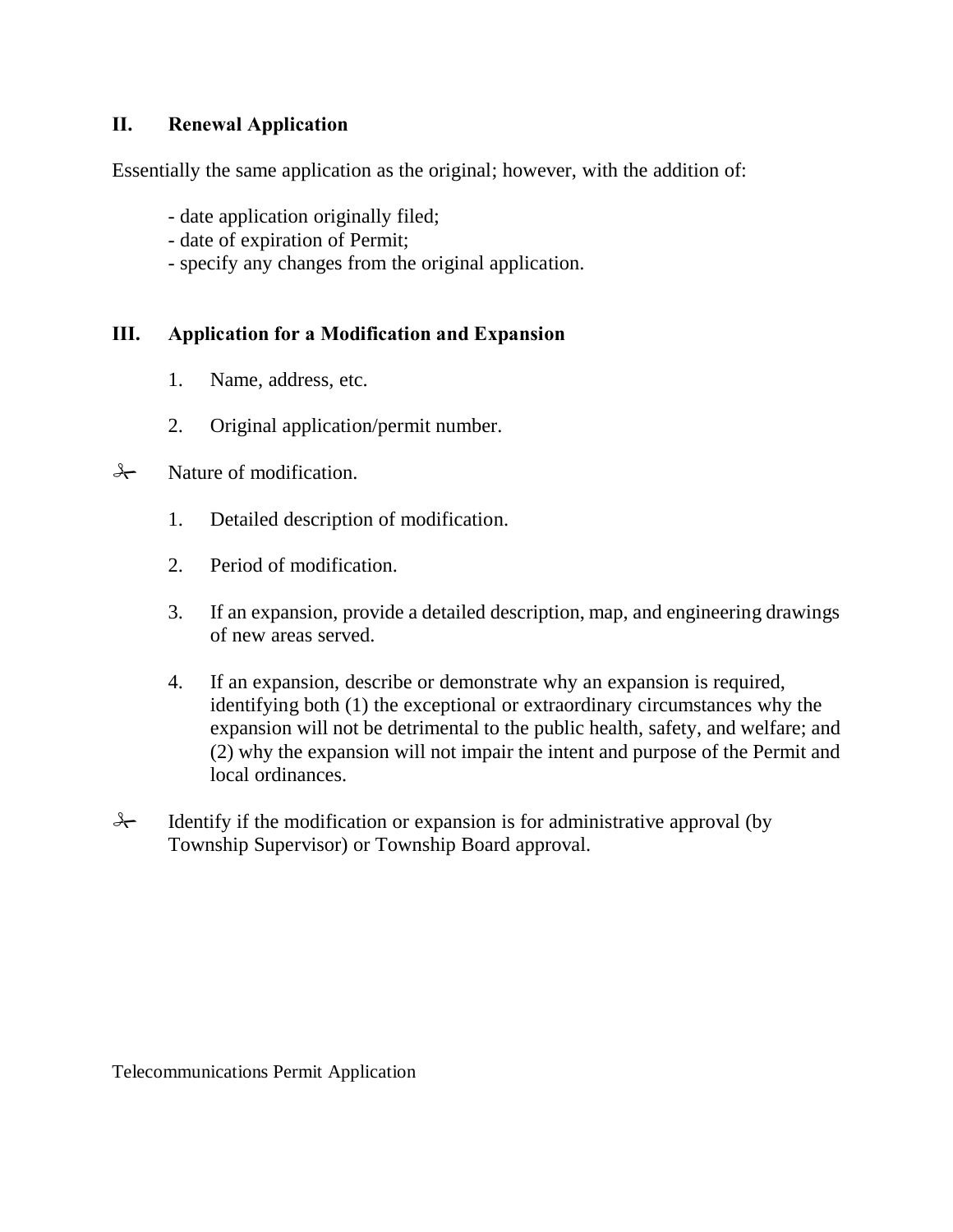## II. Renewal Application

Essentially the same application as the original; however, with the addition of:

- date application originally filed;
- date of expiration of Permit;
- specify any changes from the original application.

## III. Application for a Modification and Expansion

1. Name, address, etc.

2. Original application/permit number.

✂ Nature of modification.

1. Detailed description of modification.

2. Period of modification.

3. If an expansion, provide a detailed description, map, and engineering drawings of new areas served.

4. If an expansion, describe or demonstrate why an expansion is required, identifying both (1) the exceptional or extraordinary circumstances why the expansion will not be detrimental to the public health, safety, and welfare; and (2) why the expansion will not impair the intent and purpose of the Permit and local ordinances.

✂ Identify if the modification or expansion is for administrative approval (by Township Supervisor) or Township Board approval.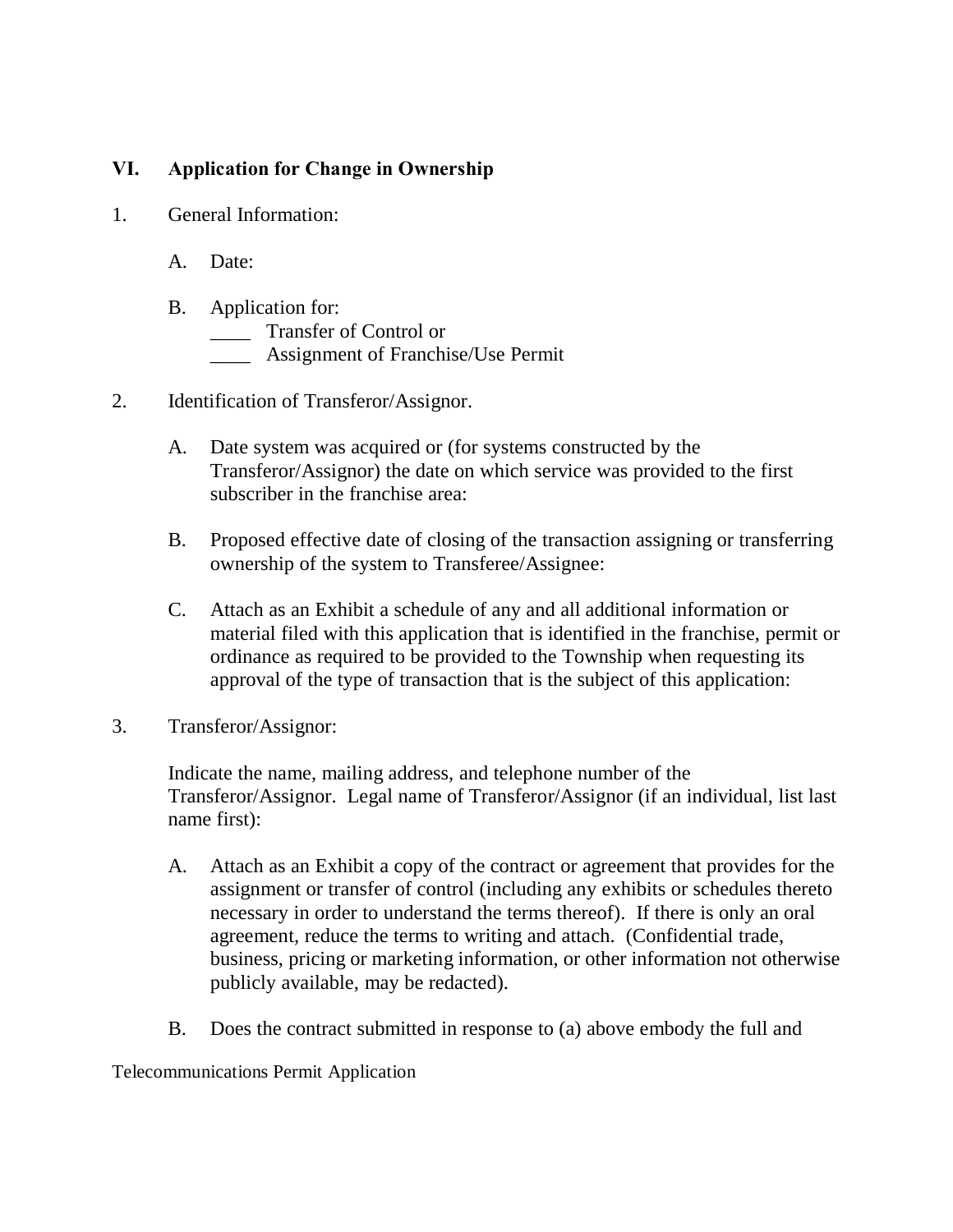## VI. Application for Change in Ownership

1. General Information:

   A. Date:

   B. Application for:
   ____ Transfer of Control or
   ____ Assignment of Franchise/Use Permit

2. Identification of Transferor/Assignor.

   A. Date system was acquired or (for systems constructed by the Transferor/Assignor) the date on which service was provided to the first subscriber in the franchise area:

   B. Proposed effective date of closing of the transaction assigning or transferring ownership of the system to Transferee/Assignee:

   C. Attach as an Exhibit a schedule of any and all additional information or material filed with this application that is identified in the franchise, permit or ordinance as required to be provided to the Township when requesting its approval of the type of transaction that is the subject of this application:

3. Transferor/Assignor:

   Indicate the name, mailing address, and telephone number of the Transferor/Assignor. Legal name of Transferor/Assignor (if an individual, list last name first):

   A. Attach as an Exhibit a copy of the contract or agreement that provides for the assignment or transfer of control (including any exhibits or schedules thereto necessary in order to understand the terms thereof). If there is only an oral agreement, reduce the terms to writing and attach. (Confidential trade, business, pricing or marketing information, or other information not otherwise publicly available, may be redacted).

   B. Does the contract submitted in response to (a) above embody the full and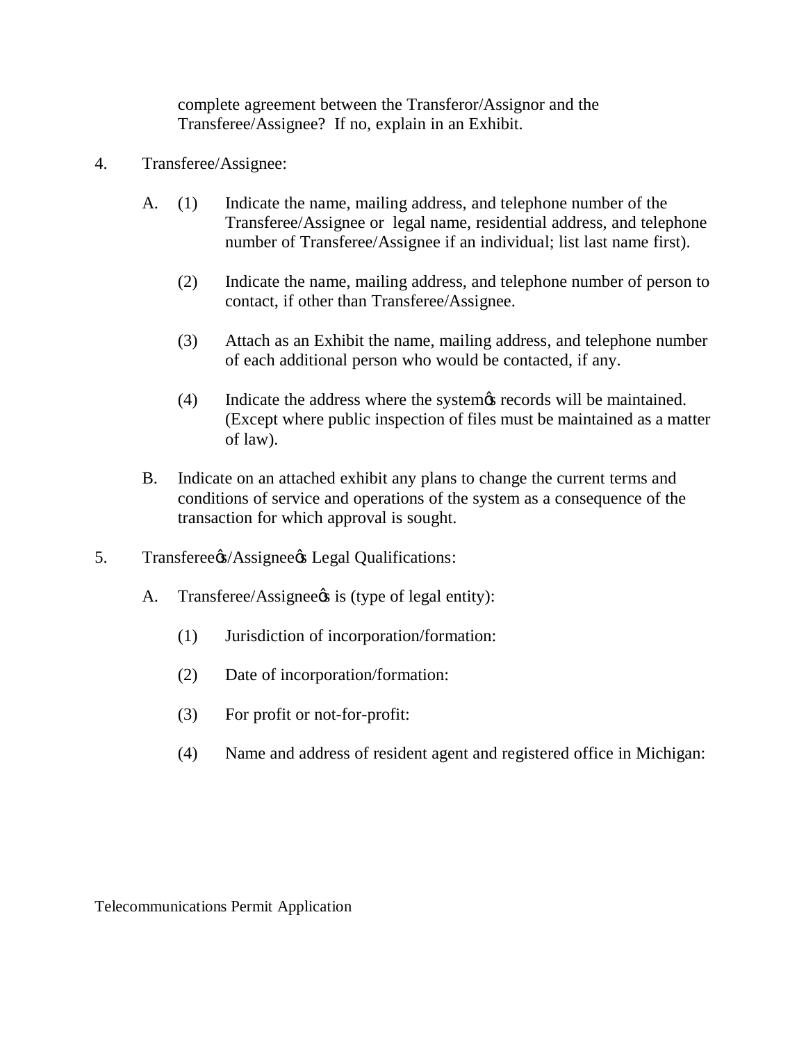complete agreement between the Transferor/Assignor and the Transferee/Assignee? If no, explain in an Exhibit.

4. Transferee/Assignee:

   A. (1) Indicate the name, mailing address, and telephone number of the Transferee/Assignee or legal name, residential address, and telephone number of Transferee/Assignee if an individual; list last name first).

      (2) Indicate the name, mailing address, and telephone number of person to contact, if other than Transferee/Assignee.

      (3) Attach as an Exhibit the name, mailing address, and telephone number of each additional person who would be contacted, if any.

      (4) Indicate the address where the system's records will be maintained. (Except where public inspection of files must be maintained as a matter of law).

   B. Indicate on an attached exhibit any plans to change the current terms and conditions of service and operations of the system as a consequence of the transaction for which approval is sought.

5. Transferee's/Assignee's Legal Qualifications:

   A. Transferee/Assignee's is (type of legal entity):

      (1) Jurisdiction of incorporation/formation:

      (2) Date of incorporation/formation:

      (3) For profit or not-for-profit:

      (4) Name and address of resident agent and registered office in Michigan: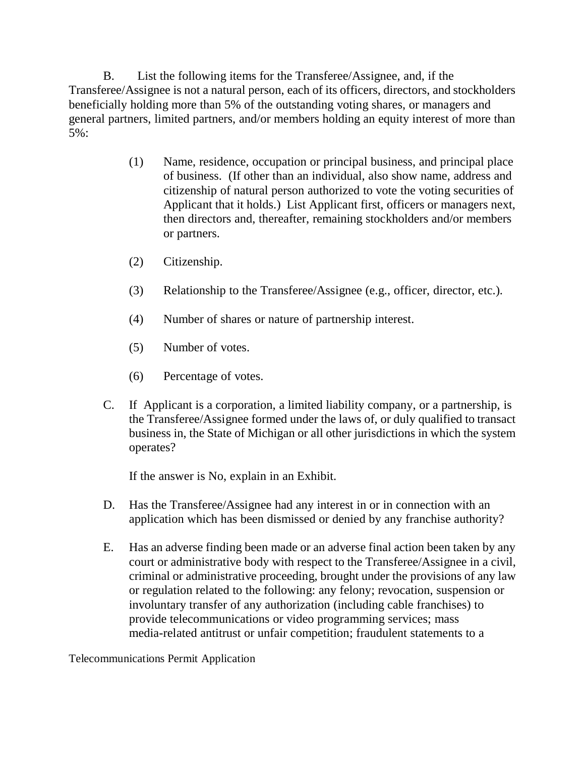B. List the following items for the Transferee/Assignee, and, if the Transferee/Assignee is not a natural person, each of its officers, directors, and stockholders beneficially holding more than 5% of the outstanding voting shares, or managers and general partners, limited partners, and/or members holding an equity interest of more than 5%:

(1) Name, residence, occupation or principal business, and principal place of business. (If other than an individual, also show name, address and citizenship of natural person authorized to vote the voting securities of Applicant that it holds.) List Applicant first, officers or managers next, then directors and, thereafter, remaining stockholders and/or members or partners.

(2) Citizenship.

(3) Relationship to the Transferee/Assignee (e.g., officer, director, etc.).

(4) Number of shares or nature of partnership interest.

(5) Number of votes.

(6) Percentage of votes.

C. If Applicant is a corporation, a limited liability company, or a partnership, is the Transferee/Assignee formed under the laws of, or duly qualified to transact business in, the State of Michigan or all other jurisdictions in which the system operates?

If the answer is No, explain in an Exhibit.

D. Has the Transferee/Assignee had any interest in or in connection with an application which has been dismissed or denied by any franchise authority?

E. Has an adverse finding been made or an adverse final action been taken by any court or administrative body with respect to the Transferee/Assignee in a civil, criminal or administrative proceeding, brought under the provisions of any law or regulation related to the following: any felony; revocation, suspension or involuntary transfer of any authorization (including cable franchises) to provide telecommunications or video programming services; mass media-related antitrust or unfair competition; fraudulent statements to a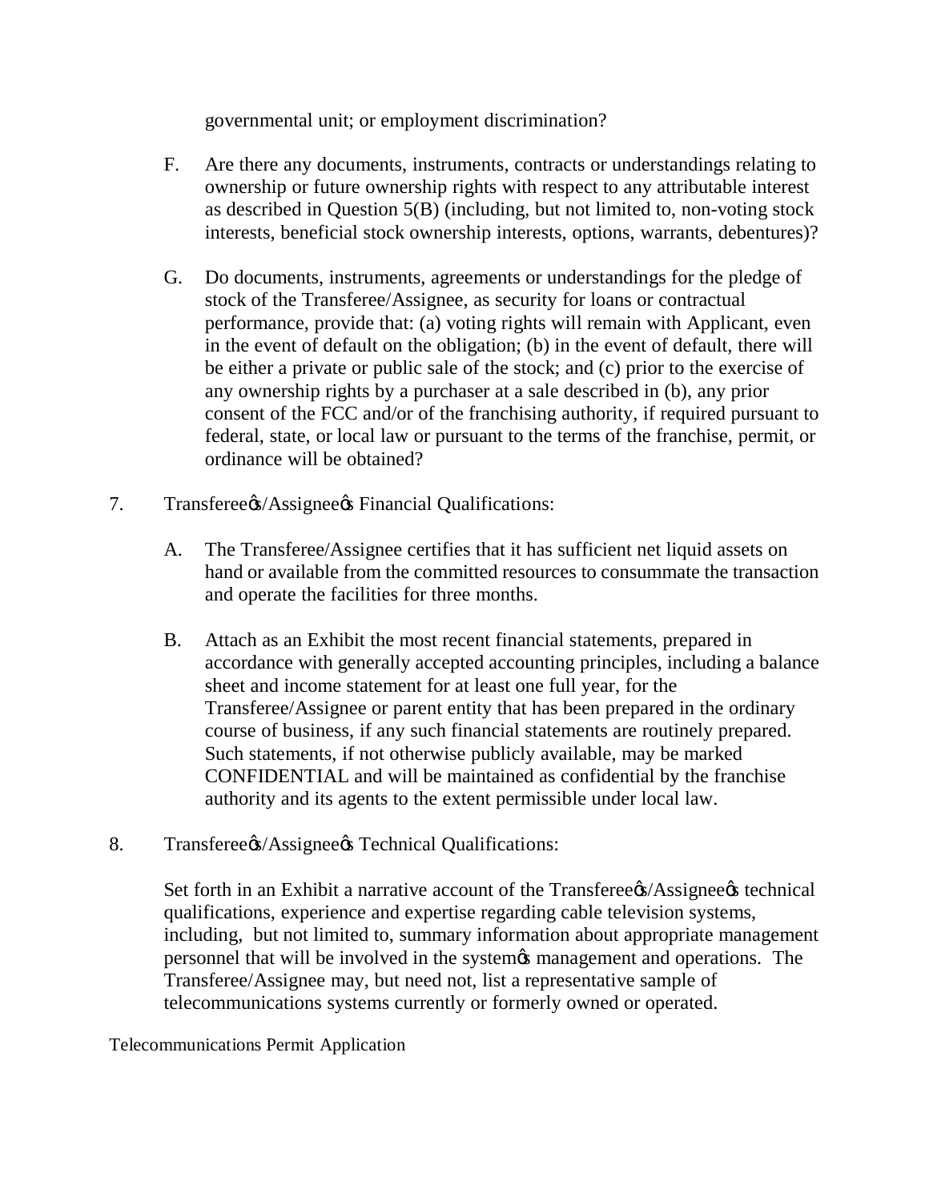governmental unit; or employment discrimination?

F. Are there any documents, instruments, contracts or understandings relating to ownership or future ownership rights with respect to any attributable interest as described in Question 5(B) (including, but not limited to, non-voting stock interests, beneficial stock ownership interests, options, warrants, debentures)?

G. Do documents, instruments, agreements or understandings for the pledge of stock of the Transferee/Assignee, as security for loans or contractual performance, provide that: (a) voting rights will remain with Applicant, even in the event of default on the obligation; (b) in the event of default, there will be either a private or public sale of the stock; and (c) prior to the exercise of any ownership rights by a purchaser at a sale described in (b), any prior consent of the FCC and/or of the franchising authority, if required pursuant to federal, state, or local law or pursuant to the terms of the franchise, permit, or ordinance will be obtained?

7. Transferee's/Assignee's Financial Qualifications:

A. The Transferee/Assignee certifies that it has sufficient net liquid assets on hand or available from the committed resources to consummate the transaction and operate the facilities for three months.

B. Attach as an Exhibit the most recent financial statements, prepared in accordance with generally accepted accounting principles, including a balance sheet and income statement for at least one full year, for the Transferee/Assignee or parent entity that has been prepared in the ordinary course of business, if any such financial statements are routinely prepared. Such statements, if not otherwise publicly available, may be marked CONFIDENTIAL and will be maintained as confidential by the franchise authority and its agents to the extent permissible under local law.

8. Transferee's/Assignee's Technical Qualifications:

Set forth in an Exhibit a narrative account of the Transferee's/Assignee's technical qualifications, experience and expertise regarding cable television systems, including, but not limited to, summary information about appropriate management personnel that will be involved in the system's management and operations. The Transferee/Assignee may, but need not, list a representative sample of telecommunications systems currently or formerly owned or operated.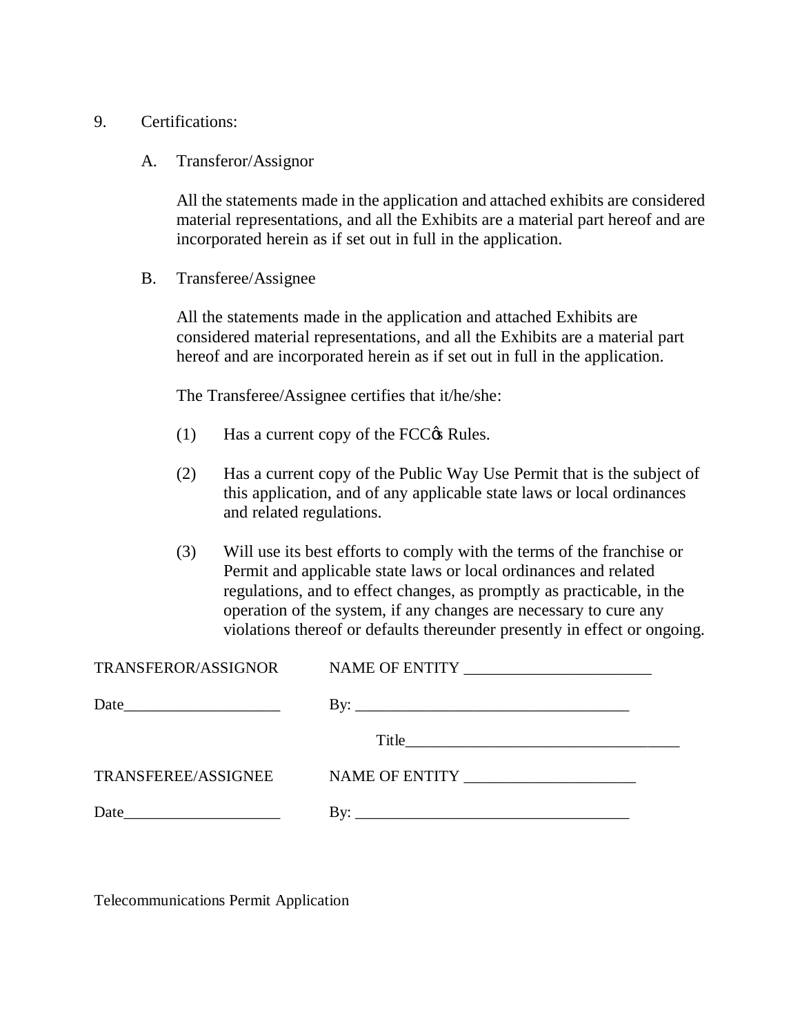9. Certifications:

   A. Transferor/Assignor

      All the statements made in the application and attached exhibits are considered material representations, and all the Exhibits are a material part hereof and are incorporated herein as if set out in full in the application.

   B. Transferee/Assignee

      All the statements made in the application and attached Exhibits are considered material representations, and all the Exhibits are a material part hereof and are incorporated herein as if set out in full in the application.

      The Transferee/Assignee certifies that it/he/she:

      (1) Has a current copy of the FCC's Rules.

      (2) Has a current copy of the Public Way Use Permit that is the subject of this application, and of any applicable state laws or local ordinances and related regulations.

      (3) Will use its best efforts to comply with the terms of the franchise or Permit and applicable state laws or local ordinances and related regulations, and to effect changes, as promptly as practicable, in the operation of the system, if any changes are necessary to cure any violations thereof or defaults thereunder presently in effect or ongoing.

TRANSFEROR/ASSIGNOR NAME OF ENTITY ________________________

Date____________________ By: ___________________________________

Title___________________________________

TRANSFEREE/ASSIGNEE NAME OF ENTITY ______________________

Date____________________ By: ___________________________________

Telecommunications Permit Application